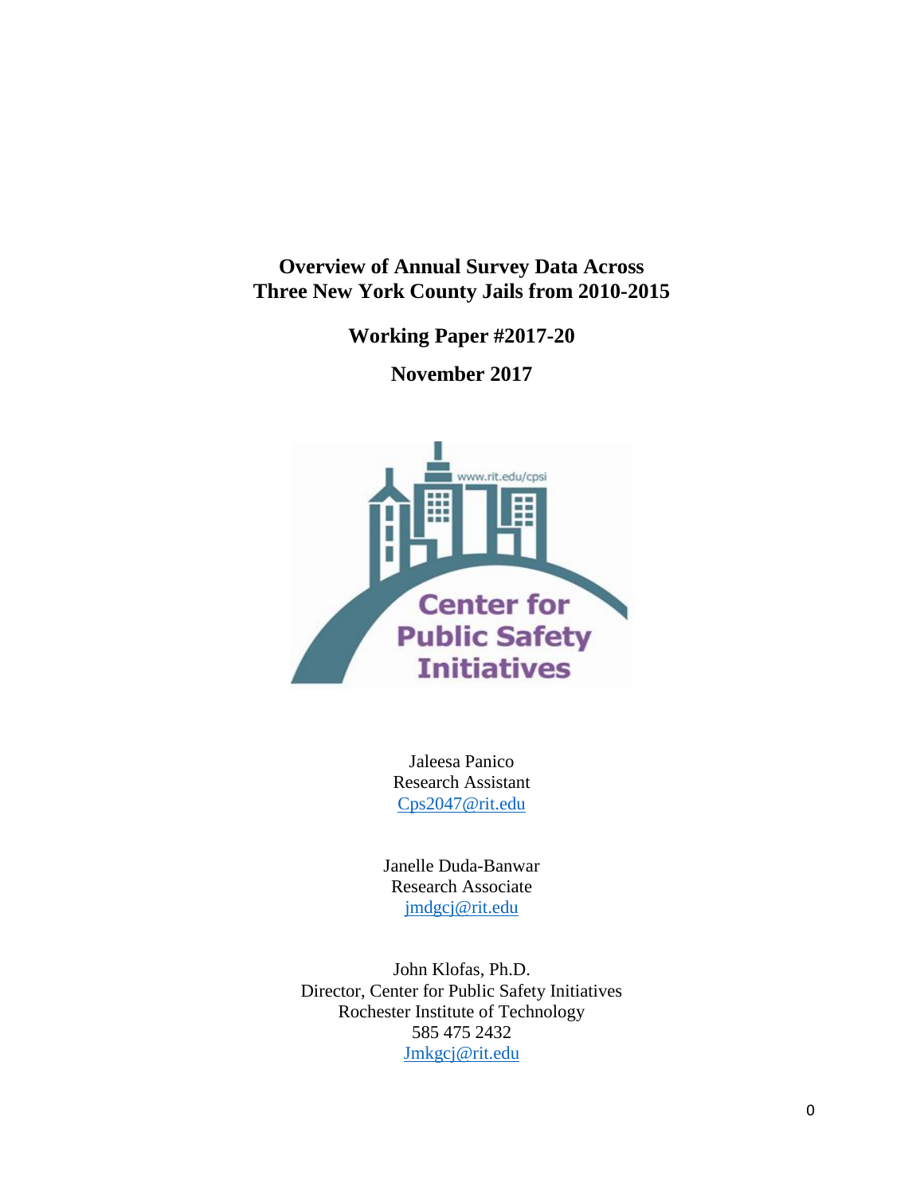# Overview of Annual Survey Data Across Three New York County Jails from 2010-2015

## Working Paper #2017-20

## November 2017

Jaleesa Panico
Research Assistant
Cps2047@rit.edu

Janelle Duda-Banwar
Research Associate
jmdgcj@rit.edu

John Klofas, Ph.D.
Director, Center for Public Safety Initiatives
Rochester Institute of Technology
585 475 2432
Jmkgcj@rit.edu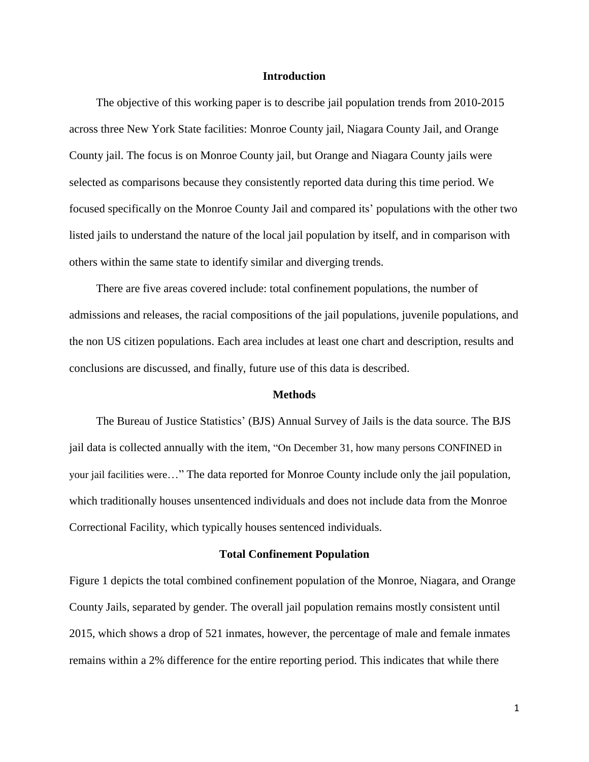## Introduction

The objective of this working paper is to describe jail population trends from 2010-2015 across three New York State facilities: Monroe County jail, Niagara County Jail, and Orange County jail. The focus is on Monroe County jail, but Orange and Niagara County jails were selected as comparisons because they consistently reported data during this time period. We focused specifically on the Monroe County Jail and compared its' populations with the other two listed jails to understand the nature of the local jail population by itself, and in comparison with others within the same state to identify similar and diverging trends.

There are five areas covered include: total confinement populations, the number of admissions and releases, the racial compositions of the jail populations, juvenile populations, and the non US citizen populations. Each area includes at least one chart and description, results and conclusions are discussed, and finally, future use of this data is described.

## Methods

The Bureau of Justice Statistics' (BJS) Annual Survey of Jails is the data source. The BJS jail data is collected annually with the item, "On December 31, how many persons CONFINED in your jail facilities were…" The data reported for Monroe County include only the jail population, which traditionally houses unsentenced individuals and does not include data from the Monroe Correctional Facility, which typically houses sentenced individuals.

## Total Confinement Population

Figure 1 depicts the total combined confinement population of the Monroe, Niagara, and Orange County Jails, separated by gender. The overall jail population remains mostly consistent until 2015, which shows a drop of 521 inmates, however, the percentage of male and female inmates remains within a 2% difference for the entire reporting period. This indicates that while there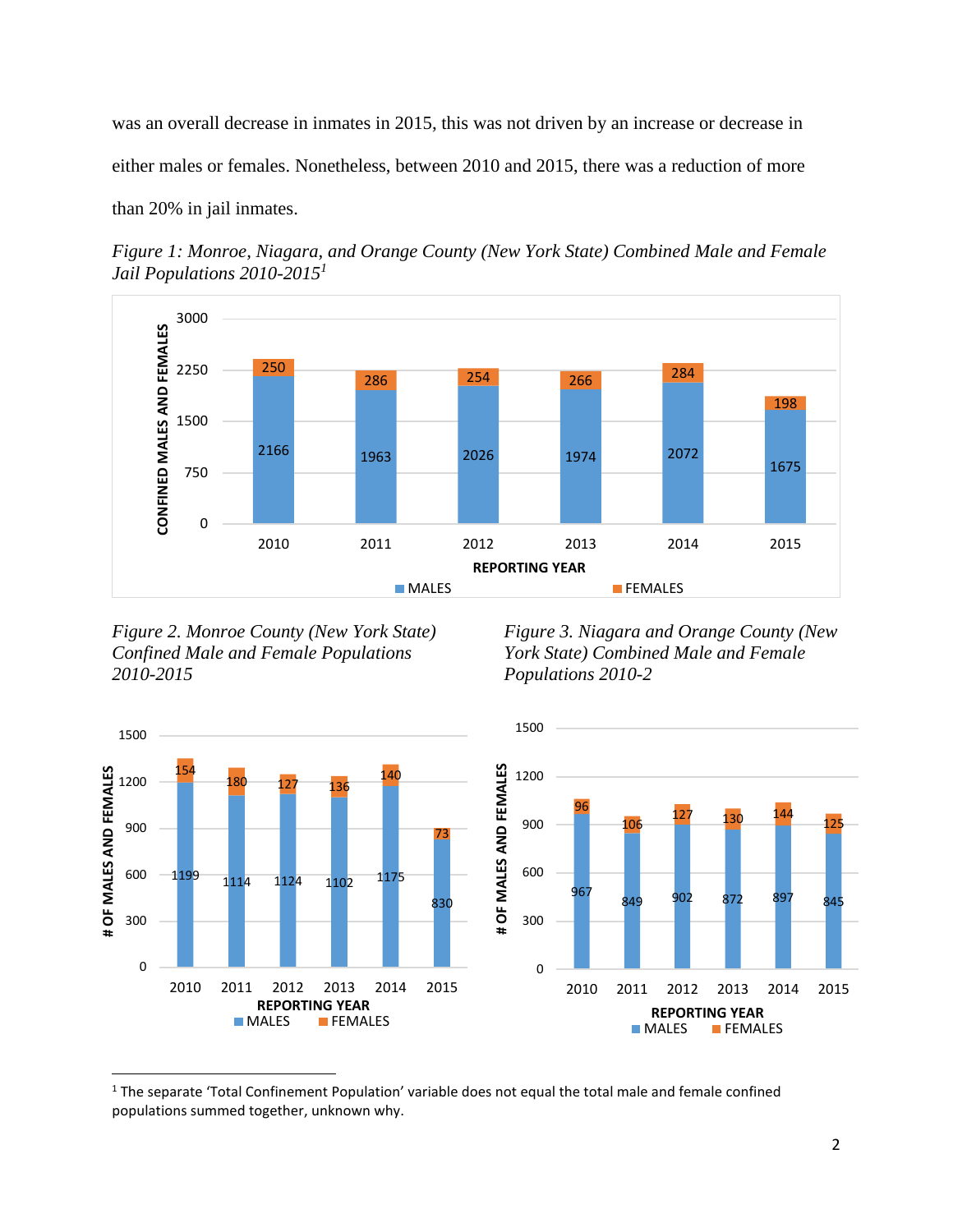was an overall decrease in inmates in 2015, this was not driven by an increase or decrease in either males or females. Nonetheless, between 2010 and 2015, there was a reduction of more than 20% in jail inmates.

*Figure 1: Monroe, Niagara, and Orange County (New York State) Combined Male and Female Jail Populations 2010-2015*[1]

| REPORTING YEAR | MALES | FEMALES |
|---|---|---|
| 2010 | 2166 | 250 |
| 2011 | 1963 | 286 |
| 2012 | 2026 | 254 |
| 2013 | 1974 | 266 |
| 2014 | 2072 | 284 |
| 2015 | 1675 | 198 |

*Figure 2. Monroe County (New York State) Confined Male and Female Populations 2010-2015*

| REPORTING YEAR | MALES | FEMALES |
|---|---|---|
| 2010 | 1199 | 154 |
| 2011 | 1114 | 180 |
| 2012 | 1124 | 127 |
| 2013 | 1102 | 136 |
| 2014 | 1175 | 140 |
| 2015 | 830 | 73 |

*Figure 3. Niagara and Orange County (New York State) Combined Male and Female Populations 2010-2*

| REPORTING YEAR | MALES | FEMALES |
|---|---|---|
| 2010 | 967 | 96 |
| 2011 | 849 | 106 |
| 2012 | 902 | 127 |
| 2013 | 872 | 130 |
| 2014 | 897 | 144 |
| 2015 | 845 | 125 |

[1] The separate 'Total Confinement Population' variable does not equal the total male and female confined populations summed together, unknown why.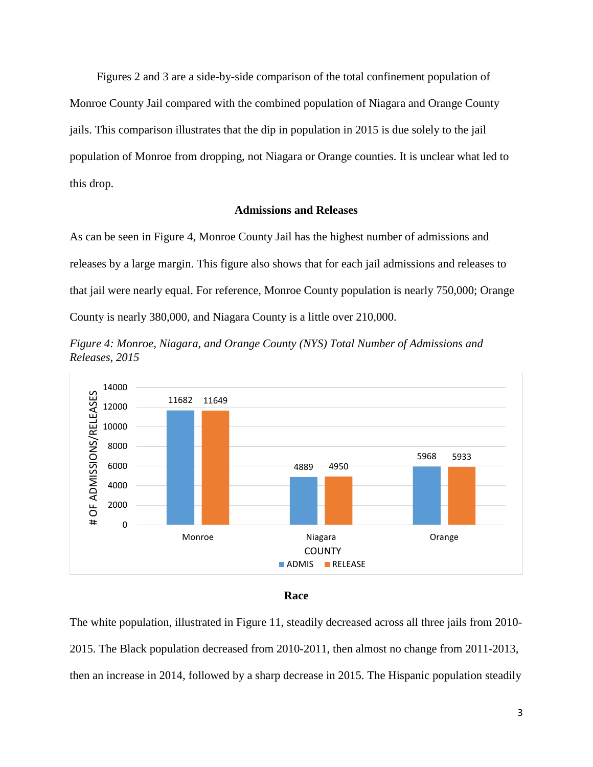Figures 2 and 3 are a side-by-side comparison of the total confinement population of Monroe County Jail compared with the combined population of Niagara and Orange County jails. This comparison illustrates that the dip in population in 2015 is due solely to the jail population of Monroe from dropping, not Niagara or Orange counties. It is unclear what led to this drop.

### Admissions and Releases

As can be seen in Figure 4, Monroe County Jail has the highest number of admissions and releases by a large margin. This figure also shows that for each jail admissions and releases to that jail were nearly equal. For reference, Monroe County population is nearly 750,000; Orange County is nearly 380,000, and Niagara County is a little over 210,000.

*Figure 4: Monroe, Niagara, and Orange County (NYS) Total Number of Admissions and Releases, 2015*

| COUNTY | ADMIS | RELEASE |
|---|---|---|
| Monroe | 11682 | 11649 |
| Niagara | 4889 | 4950 |
| Orange | 5968 | 5933 |

### Race

The white population, illustrated in Figure 11, steadily decreased across all three jails from 2010-2015. The Black population decreased from 2010-2011, then almost no change from 2011-2013, then an increase in 2014, followed by a sharp decrease in 2015. The Hispanic population steadily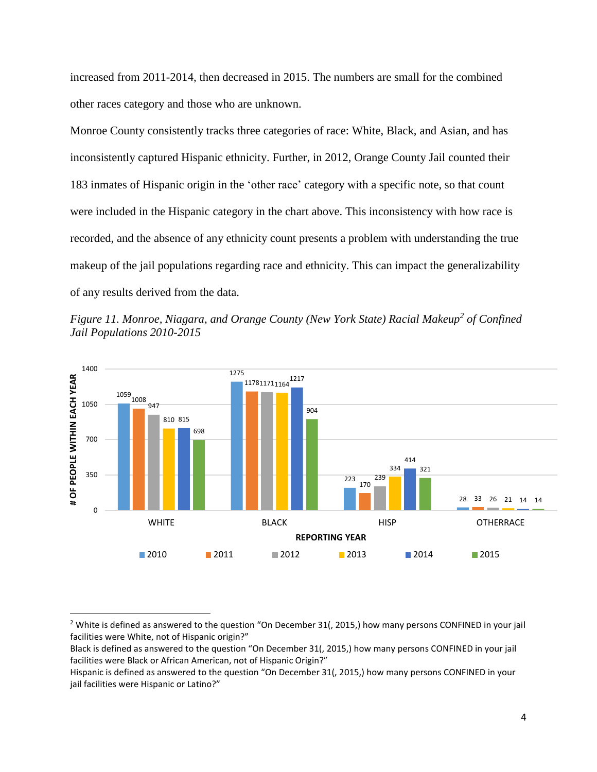increased from 2011-2014, then decreased in 2015. The numbers are small for the combined other races category and those who are unknown.

Monroe County consistently tracks three categories of race: White, Black, and Asian, and has inconsistently captured Hispanic ethnicity. Further, in 2012, Orange County Jail counted their 183 inmates of Hispanic origin in the 'other race' category with a specific note, so that count were included in the Hispanic category in the chart above. This inconsistency with how race is recorded, and the absence of any ethnicity count presents a problem with understanding the true makeup of the jail populations regarding race and ethnicity. This can impact the generalizability of any results derived from the data.

*Figure 11. Monroe, Niagara, and Orange County (New York State) Racial Makeup[2] of Confined Jail Populations 2010-2015*

| REPORTING YEAR | 2010 | 2011 | 2012 | 2013 | 2014 | 2015 |
|---|---|---|---|---|---|---|
| WHITE | 1059 | 1008 | 947 | 810 | 815 | 698 |
| BLACK | 1275 | 1178 | 1171 | 1164 | 1217 | 904 |
| HISP | 223 | 170 | 239 | 334 | 414 | 321 |
| OTHERRACE | 28 | 33 | 26 | 21 | 14 | 14 |

Y-axis: # OF PEOPLE WITHIN EACH YEAR

---

[2] White is defined as answered to the question "On December 31(, 2015,) how many persons CONFINED in your jail facilities were White, not of Hispanic origin?"
Black is defined as answered to the question "On December 31(, 2015,) how many persons CONFINED in your jail facilities were Black or African American, not of Hispanic Origin?"
Hispanic is defined as answered to the question "On December 31(, 2015,) how many persons CONFINED in your jail facilities were Hispanic or Latino?"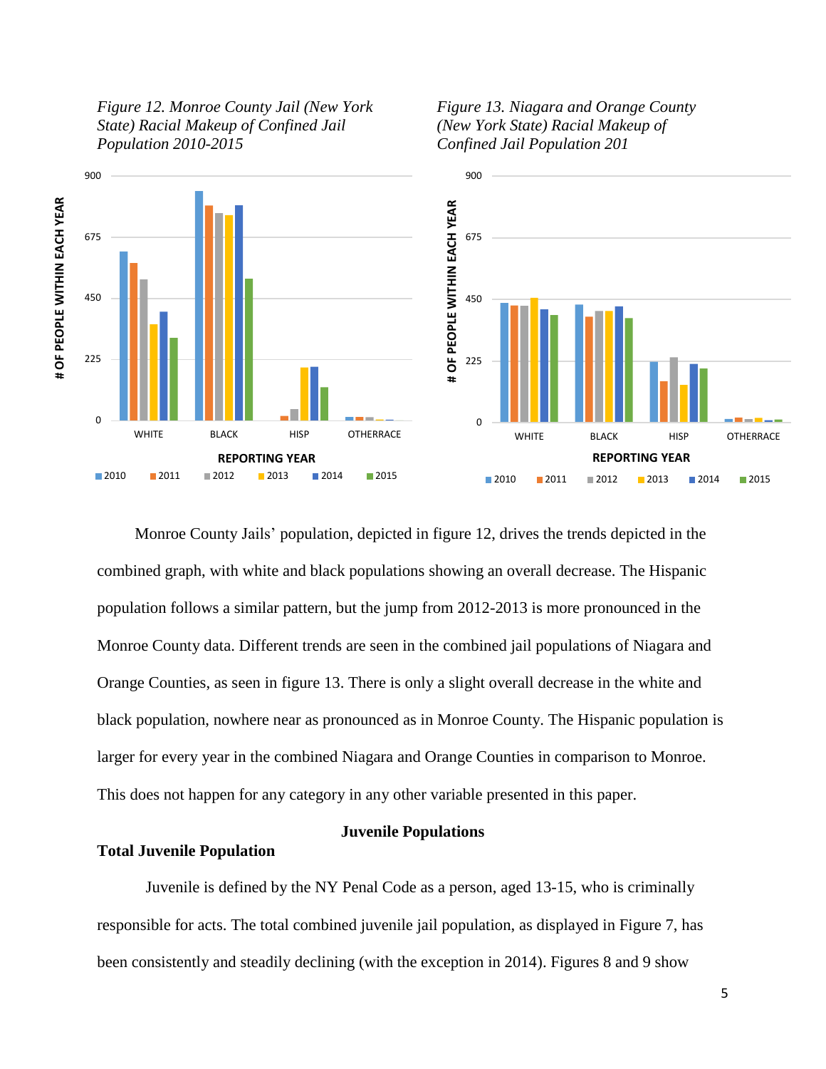*Figure 12. Monroe County Jail (New York State) Racial Makeup of Confined Jail Population 2010-2015*

*Figure 13. Niagara and Orange County (New York State) Racial Makeup of Confined Jail Population 201*

Monroe County Jails' population, depicted in figure 12, drives the trends depicted in the combined graph, with white and black populations showing an overall decrease. The Hispanic population follows a similar pattern, but the jump from 2012-2013 is more pronounced in the Monroe County data. Different trends are seen in the combined jail populations of Niagara and Orange Counties, as seen in figure 13. There is only a slight overall decrease in the white and black population, nowhere near as pronounced as in Monroe County. The Hispanic population is larger for every year in the combined Niagara and Orange Counties in comparison to Monroe. This does not happen for any category in any other variable presented in this paper.

## Juvenile Populations

### Total Juvenile Population

Juvenile is defined by the NY Penal Code as a person, aged 13-15, who is criminally responsible for acts. The total combined juvenile jail population, as displayed in Figure 7, has been consistently and steadily declining (with the exception in 2014). Figures 8 and 9 show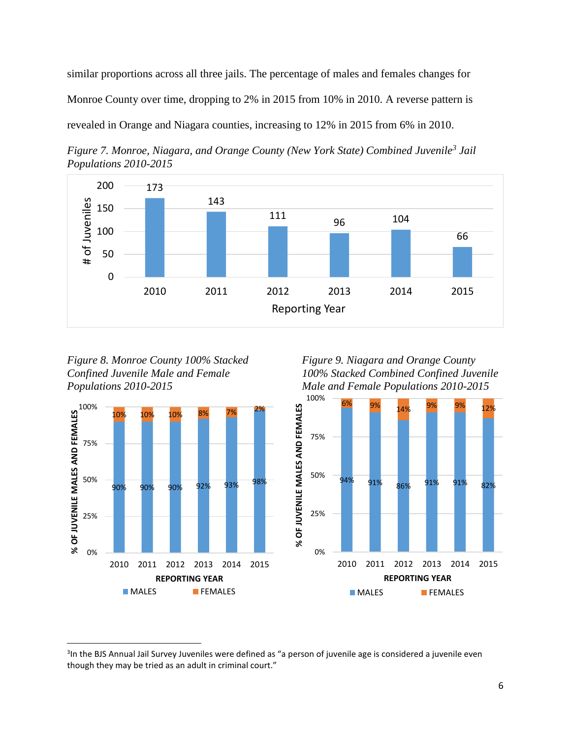similar proportions across all three jails. The percentage of males and females changes for Monroe County over time, dropping to 2% in 2015 from 10% in 2010. A reverse pattern is revealed in Orange and Niagara counties, increasing to 12% in 2015 from 6% in 2010.

*Figure 7. Monroe, Niagara, and Orange County (New York State) Combined Juvenile[3] Jail Populations 2010-2015*

| Reporting Year | # of Juveniles |
|---|---|
| 2010 | 173 |
| 2011 | 143 |
| 2012 | 111 |
| 2013 | 96 |
| 2014 | 104 |
| 2015 | 66 |

*Figure 8. Monroe County 100% Stacked Confined Juvenile Male and Female Populations 2010-2015*

| Reporting Year | Males | Females |
|---|---|---|
| 2010 | 90% | 10% |
| 2011 | 90% | 10% |
| 2012 | 90% | 10% |
| 2013 | 92% | 8% |
| 2014 | 93% | 7% |
| 2015 | 98% | 2% |

*Figure 9. Niagara and Orange County 100% Stacked Combined Confined Juvenile Male and Female Populations 2010-2015*

| Reporting Year | Males | Females |
|---|---|---|
| 2010 | 94% | 6% |
| 2011 | 91% | 9% |
| 2012 | 86% | 14% |
| 2013 | 91% | 9% |
| 2014 | 91% | 9% |
| 2015 | 82% | 12% |

---

[3]In the BJS Annual Jail Survey Juveniles were defined as "a person of juvenile age is considered a juvenile even though they may be tried as an adult in criminal court."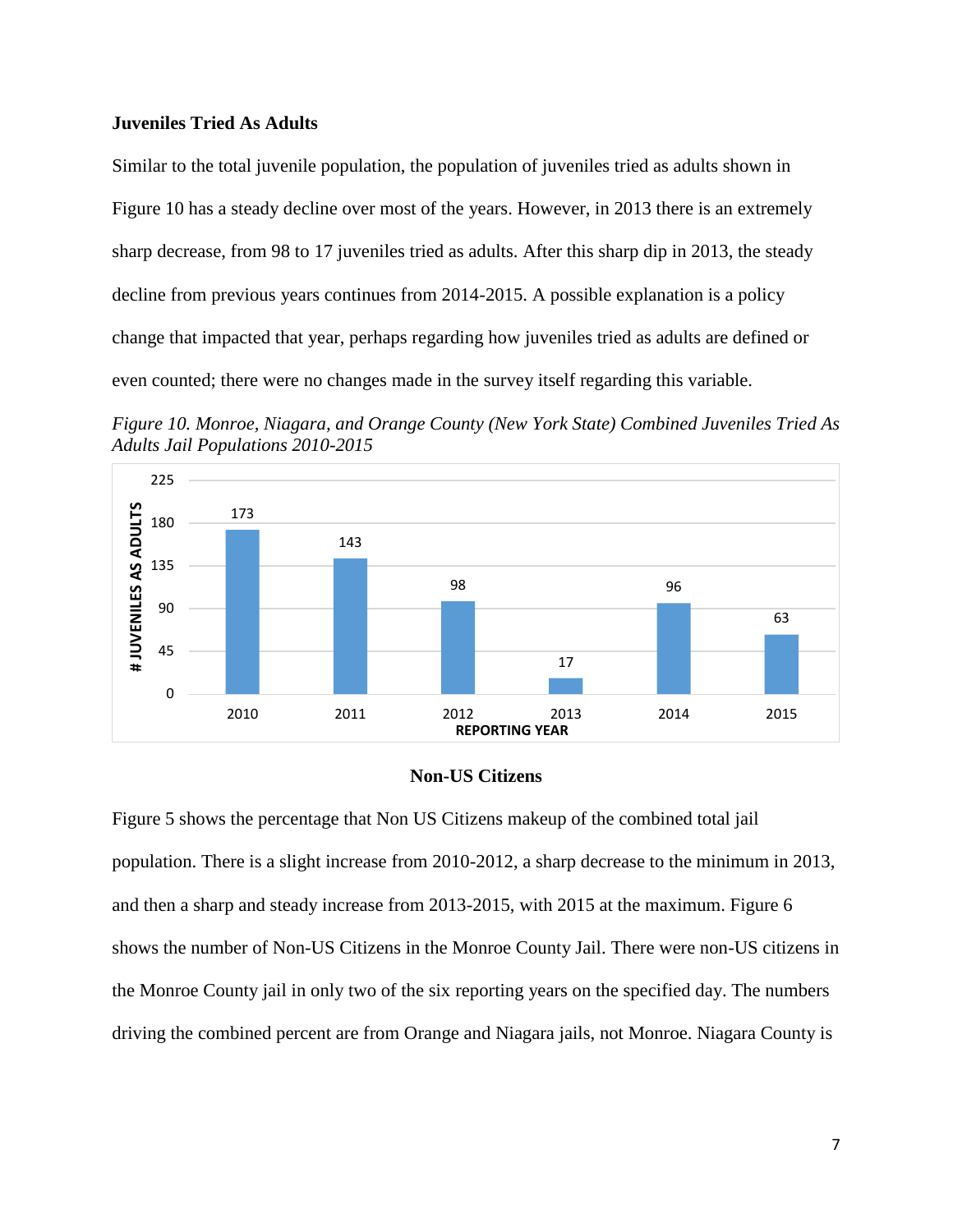### Juveniles Tried As Adults

Similar to the total juvenile population, the population of juveniles tried as adults shown in Figure 10 has a steady decline over most of the years. However, in 2013 there is an extremely sharp decrease, from 98 to 17 juveniles tried as adults. After this sharp dip in 2013, the steady decline from previous years continues from 2014-2015. A possible explanation is a policy change that impacted that year, perhaps regarding how juveniles tried as adults are defined or even counted; there were no changes made in the survey itself regarding this variable.

*Figure 10. Monroe, Niagara, and Orange County (New York State) Combined Juveniles Tried As Adults Jail Populations 2010-2015*

| REPORTING YEAR | # JUVENILES AS ADULTS |
|---|---|
| 2010 | 173 |
| 2011 | 143 |
| 2012 | 98 |
| 2013 | 17 |
| 2014 | 96 |
| 2015 | 63 |

### Non-US Citizens

Figure 5 shows the percentage that Non US Citizens makeup of the combined total jail population. There is a slight increase from 2010-2012, a sharp decrease to the minimum in 2013, and then a sharp and steady increase from 2013-2015, with 2015 at the maximum. Figure 6 shows the number of Non-US Citizens in the Monroe County Jail. There were non-US citizens in the Monroe County jail in only two of the six reporting years on the specified day. The numbers driving the combined percent are from Orange and Niagara jails, not Monroe. Niagara County is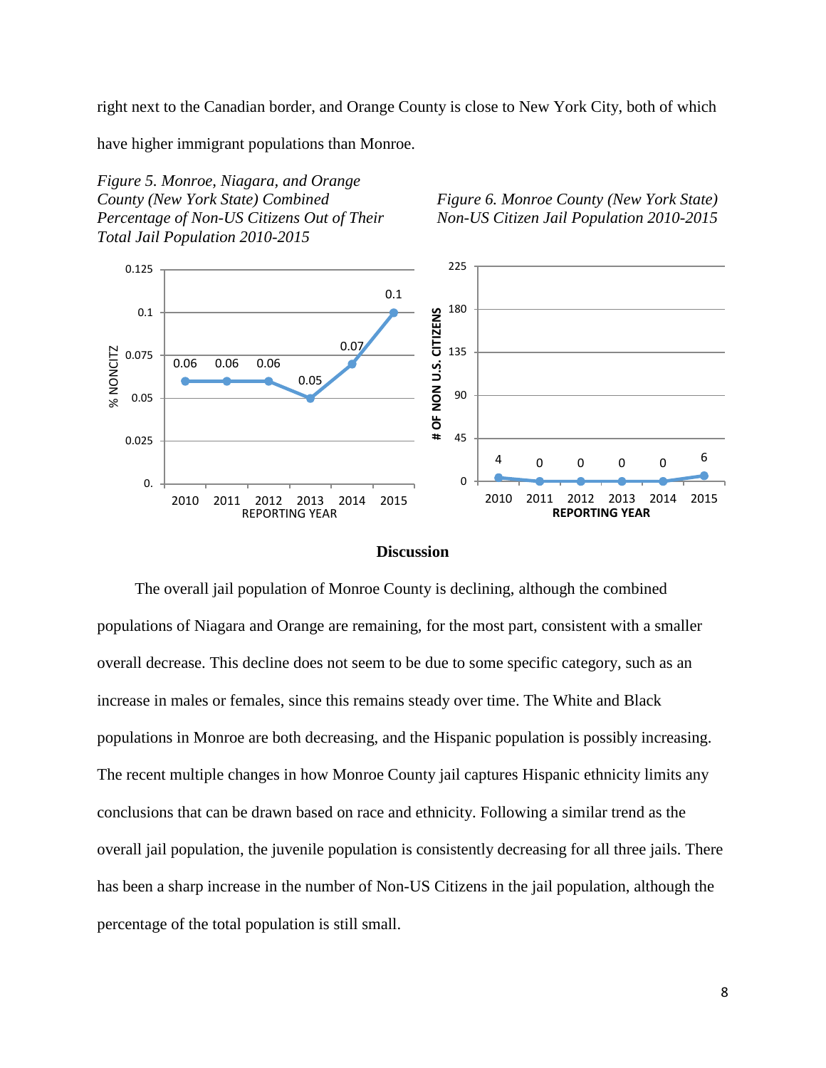right next to the Canadian border, and Orange County is close to New York City, both of which have higher immigrant populations than Monroe.

*Figure 5. Monroe, Niagara, and Orange County (New York State) Combined Percentage of Non-US Citizens Out of Their Total Jail Population 2010-2015*

*Figure 6. Monroe County (New York State) Non-US Citizen Jail Population 2010-2015*

## Discussion

The overall jail population of Monroe County is declining, although the combined populations of Niagara and Orange are remaining, for the most part, consistent with a smaller overall decrease. This decline does not seem to be due to some specific category, such as an increase in males or females, since this remains steady over time. The White and Black populations in Monroe are both decreasing, and the Hispanic population is possibly increasing. The recent multiple changes in how Monroe County jail captures Hispanic ethnicity limits any conclusions that can be drawn based on race and ethnicity. Following a similar trend as the overall jail population, the juvenile population is consistently decreasing for all three jails. There has been a sharp increase in the number of Non-US Citizens in the jail population, although the percentage of the total population is still small.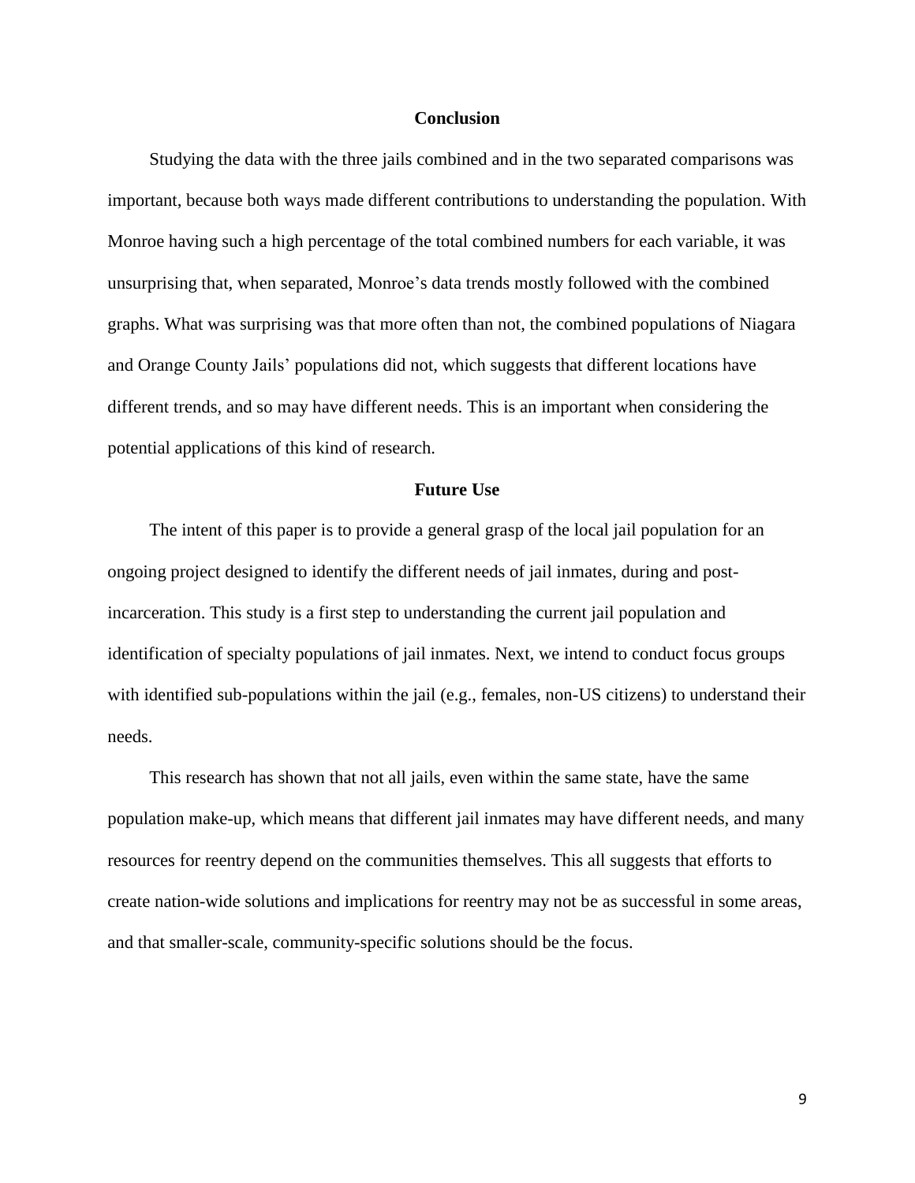## Conclusion

Studying the data with the three jails combined and in the two separated comparisons was important, because both ways made different contributions to understanding the population. With Monroe having such a high percentage of the total combined numbers for each variable, it was unsurprising that, when separated, Monroe's data trends mostly followed with the combined graphs. What was surprising was that more often than not, the combined populations of Niagara and Orange County Jails' populations did not, which suggests that different locations have different trends, and so may have different needs. This is an important when considering the potential applications of this kind of research.

## Future Use

The intent of this paper is to provide a general grasp of the local jail population for an ongoing project designed to identify the different needs of jail inmates, during and post-incarceration. This study is a first step to understanding the current jail population and identification of specialty populations of jail inmates. Next, we intend to conduct focus groups with identified sub-populations within the jail (e.g., females, non-US citizens) to understand their needs.

This research has shown that not all jails, even within the same state, have the same population make-up, which means that different jail inmates may have different needs, and many resources for reentry depend on the communities themselves. This all suggests that efforts to create nation-wide solutions and implications for reentry may not be as successful in some areas, and that smaller-scale, community-specific solutions should be the focus.